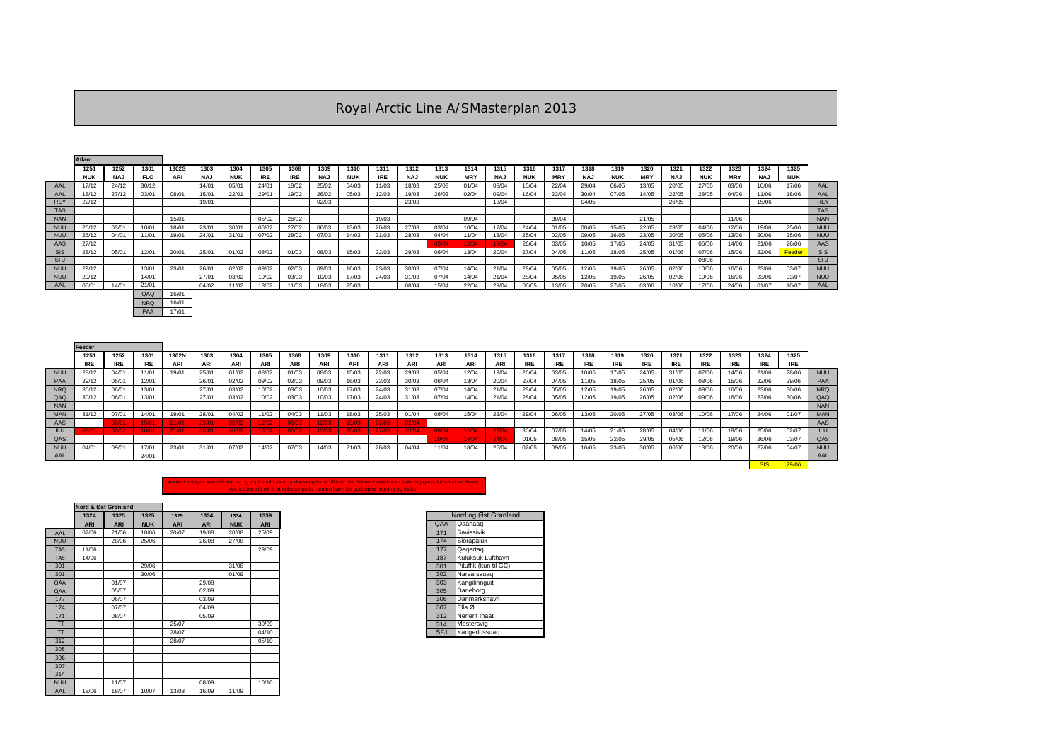# Royal Arctic Line A/SMasterplan 2013

| | Atlant | | | | | | | | | | | | | | | | | | | | | | | | | |
|---|---|---|---|---|---|---|---|---|---|---|---|---|---|---|---|---|---|---|---|---|---|---|---|---|---|---|
| | 1251 | 1252 | 1301 | 1302S | 1303 | 1304 | 1305 | 1308 | 1309 | 1310 | 1311 | 1312 | 1313 | 1314 | 1315 | 1316 | 1317 | 1318 | 1319 | 1320 | 1321 | 1322 | 1323 | 1324 | 1325 | |
| | NUK | NAJ | FLO | ARI | NAJ | NUK | IRE | IRE | NAJ | NUK | IRE | NAJ | NUK | MRY | NAJ | NUK | MRY | NAJ | NUK | MRY | NAJ | NUK | MRY | NAJ | NUK | |
| AAL | 17/12 | 24/12 | 30/12 | | 14/01 | 05/01 | 24/01 | 18/02 | 25/02 | 04/03 | 11/03 | 18/03 | 25/03 | 01/04 | 08/04 | 15/04 | 22/04 | 29/04 | 06/05 | 13/05 | 20/05 | 27/05 | 03/06 | 10/06 | 17/06 | AAL |
| AAL | 18/12 | 27/12 | 03/01 | 08/01 | 15/01 | 22/01 | 29/01 | 19/02 | 26/02 | 05/03 | 12/03 | 19/03 | 26/03 | 02/04 | 09/04 | 16/04 | 23/04 | 30/04 | 07/05 | 14/05 | 22/05 | 28/05 | 04/06 | 11/06 | 18/06 | AAL |
| REY | 22/12 | | | | 19/01 | | | | 02/03 | | | 23/03 | | | 13/04 | | | 04/05 | | | 26/05 | | | 15/06 | | REY |
| TAS | | | | | | | | | | | | | | | | | | | | | | | | | | TAS |
| NAN | | | | 15/01 | | | 05/02 | 26/02 | | | 19/03 | | | 09/04 | | | 30/04 | | | 21/05 | | | 11/06 | | | NAN |
| NUU | 26/12 | 03/01 | 10/01 | 18/01 | 23/01 | 30/01 | 06/02 | 27/02 | 06/03 | 13/03 | 20/03 | 27/03 | 03/04 | 10/04 | 17/04 | 24/04 | 01/05 | 08/05 | 15/05 | 22/05 | 29/05 | 04/06 | 12/06 | 19/06 | 25/06 | NUU |
| NUU | 26/12 | 04/01 | 11/01 | 19/01 | 24/01 | 31/01 | 07/02 | 28/02 | 07/03 | 14/03 | 21/03 | 28/03 | 04/04 | 11/04 | 18/04 | 25/04 | 02/05 | 09/05 | 16/05 | 23/05 | 30/05 | 05/06 | 13/06 | 20/06 | 25/06 | NUU |
| AAS | 27/12 | | | | | | | | | | | | 05/04 | 12/04 | 19/04 | 26/04 | 03/05 | 10/05 | 17/05 | 24/05 | 31/05 | 06/06 | 14/06 | 21/06 | 26/06 | AAS |
| SIS | 28/12 | 05/01 | 12/01 | 20/01 | 25/01 | 01/02 | 08/02 | 01/03 | 08/03 | 15/03 | 22/03 | 29/03 | 06/04 | 13/04 | 20/04 | 27/04 | 04/05 | 11/05 | 18/05 | 25/05 | 01/06 | 07/06 | 15/06 | 22/06 | Feeder | SIS |
| SFJ | | | | | | | | | | | | | | | | | | | | | | 08/06 | | | | SFJ |
| NUU | 29/12 | | 13/01 | 23/01 | 26/01 | 02/02 | 09/02 | 02/03 | 09/03 | 16/03 | 23/03 | 30/03 | 07/04 | 14/04 | 21/04 | 28/04 | 05/05 | 12/05 | 19/05 | 26/05 | 02/06 | 10/06 | 16/06 | 23/06 | 03/07 | NUU |
| NUU | 29/12 | | 14/01 | | 27/01 | 03/02 | 10/02 | 03/03 | 10/03 | 17/03 | 24/03 | 31/03 | 07/04 | 14/04 | 21/04 | 28/04 | 05/05 | 12/05 | 19/05 | 26/05 | 02/06 | 10/06 | 16/06 | 23/06 | 03/07 | NUU |
| AAL | 05/01 | 14/01 | 21/01 | | 04/02 | 11/02 | 18/02 | 11/03 | 18/03 | 25/03 | | 08/04 | 15/04 | 22/04 | 29/04 | 06/05 | 13/05 | 20/05 | 27/05 | 03/06 | 10/06 | 17/06 | 24/06 | 01/07 | 10/07 | AAL |
| | | | QAQ | 16/01 | | | | | | | | | | | | | | | | | | | | | | |
| | | | NRQ | 16/01 | | | | | | | | | | | | | | | | | | | | | | |
| | | | PAA | 17/01 | | | | | | | | | | | | | | | | | | | | | | |

| | Feeder | | | | | | | | | | | | | | | | | | | | | | | | | |
|---|---|---|---|---|---|---|---|---|---|---|---|---|---|---|---|---|---|---|---|---|---|---|---|---|---|---|
| | 1251 | 1252 | 1301 | 1302N | 1303 | 1304 | 1305 | 1308 | 1309 | 1310 | 1311 | 1312 | 1313 | 1314 | 1315 | 1316 | 1317 | 1318 | 1319 | 1320 | 1321 | 1322 | 1323 | 1324 | 1325 | |
| | IRE | IRE | IRE | ARI | ARI | ARI | ARI | ARI | ARI | ARI | ARI | ARI | ARI | ARI | ARI | IRE | IRE | IRE | IRE | IRE | IRE | IRE | IRE | IRE | IRE | |
| NUU | 28/12 | 04/01 | 11/01 | 19/01 | 25/01 | 01/02 | 08/02 | 01/03 | 08/03 | 15/03 | 22/03 | 29/03 | 05/04 | 12/04 | 19/04 | 26/04 | 03/05 | 10/05 | 17/05 | 24/05 | 31/05 | 07/06 | 14/06 | 21/06 | 28/06 | NUU |
| PAA | 29/12 | 05/01 | 12/01 | | 26/01 | 02/02 | 09/02 | 02/03 | 09/03 | 16/03 | 23/03 | 30/03 | 06/04 | 13/04 | 20/04 | 27/04 | 04/05 | 11/05 | 18/05 | 25/05 | 01/06 | 08/06 | 15/06 | 22/06 | 29/06 | PAA |
| NRQ | 30/12 | 06/01 | 13/01 | | 27/01 | 03/02 | 10/02 | 03/03 | 10/03 | 17/03 | 24/03 | 31/03 | 07/04 | 14/04 | 21/04 | 28/04 | 05/05 | 12/05 | 19/05 | 26/05 | 02/06 | 09/06 | 16/06 | 23/06 | 30/06 | NRQ |
| QAQ | 30/12 | 06/01 | 13/01 | | 27/01 | 03/02 | 10/02 | 03/03 | 10/03 | 17/03 | 24/03 | 31/03 | 07/04 | 14/04 | 21/04 | 28/04 | 05/05 | 12/05 | 19/05 | 26/05 | 02/06 | 09/06 | 16/06 | 23/06 | 30/06 | QAQ |
| NAN | | | | | | | | | | | | | | | | | | | | | | | | | | NAN |
| MAN | 31/12 | 07/01 | 14/01 | 19/01 | 28/01 | 04/02 | 11/02 | 04/03 | 11/03 | 18/03 | 25/03 | 01/04 | 08/04 | 15/04 | 22/04 | 29/04 | 06/05 | 13/05 | 20/05 | 27/05 | 03/06 | 10/06 | 17/06 | 24/06 | 01/07 | MAN |
| AAS | | 08/01 | 15/01 | 21/01 | 29/01 | 05/02 | 12/02 | 05/03 | 12/03 | 19/03 | 26/03 | 02/04 | | | | | | | | | | | | | | AAS |
| ILU | 09/01 | 09/01 | 16/01 | 21/01 | 30/01 | 06/02 | 13/02 | 06/03 | 13/03 | 20/03 | 27/03 | 03/04 | 09/04 | 16/04 | 23/04 | 30/04 | 07/05 | 14/05 | 21/05 | 28/05 | 04/06 | 11/06 | 18/06 | 25/06 | 02/07 | ILU |
| QAS | | | | | | | | | | | | | 10/04 | 17/04 | 24/04 | 01/05 | 08/05 | 15/05 | 22/05 | 29/05 | 05/06 | 12/06 | 19/06 | 26/06 | 03/07 | QAS |
| NUU | 04/01 | 09/01 | 17/01 | 23/01 | 31/01 | 07/02 | 14/02 | 07/03 | 14/03 | 21/03 | 28/03 | 04/04 | 11/04 | 18/04 | 25/04 | 02/05 | 09/05 | 16/05 | 23/05 | 30/05 | 06/06 | 13/06 | 20/06 | 27/06 | 04/07 | NUU |
| AAL | | | 24/01 | | | | | | | | | | | | | | | | | | | | | | | AAL |
| | | | | | | | | | | | | | | | | | | | | | | | | SIS | 29/06 | |

Afløb foretages kun såfremt is- og vejrforhold samt godsmængderne tillader det. Såfremt afløb ikke finder sig gøre, forbeholder Royal Arctic Line sig ret til at oplosse gods i anden havn for godsejers regning og risiko.

| | Nord & Øst Grønland | | | | | | |
|---|---|---|---|---|---|---|---|
| | 1324 | 1325 | 1325 | 1329 | 1334 | 1334 | 1339 |
| | ARI | ARI | NUK | ARI | ARI | NUK | ARI |
| AAL | 07/06 | 21/06 | 18/06 | 20/07 | 19/08 | 20/08 | 25/09 |
| NUU | | 28/06 | 25/06 | | 26/08 | 27/08 | |
| TAS | 11/06 | | | | | | 29/09 |
| TAS | 14/06 | | | | | | |
| 301 | | | 29/06 | | | 31/08 | |
| 301 | | | 30/06 | | | 01/09 | |
| QAA | | 01/07 | | | 29/08 | | |
| QAA | | 05/07 | | | 02/09 | | |
| 177 | | 06/07 | | | 03/09 | | |
| 174 | | 07/07 | | | 04/09 | | |
| 171 | | 08/07 | | | 05/09 | | |
| ITT | | | | 25/07 | | | 30/09 |
| ITT | | | | 28/07 | | | 04/10 |
| 312 | | | | 28/07 | | | 05/10 |
| 305 | | | | | | | |
| 306 | | | | | | | |
| 307 | | | | | | | |
| 314 | | | | | | | |
| NUU | | 11/07 | | | 08/09 | | 10/10 |
| AAL | 18/06 | 18/07 | 10/07 | 13/08 | 16/09 | 11/09 | |

| Nord og Øst Grønland | |
|---|---|
| QAA | Qaanaaq |
| 171 | Savissivik |
| 174 | Siorapaluk |
| 177 | Qeqertaq |
| 187 | Kuluksuk Lufthavn |
| 301 | Pituffik (kun til GC) |
| 302 | Narsarssuaq |
| 303 | Kangilinnguit |
| 305 | Daneborg |
| 306 | Danmarkshavn |
| 307 | Ella Ø |
| 312 | Nerlerit Inaat |
| 314 | Mestersvig |
| SFJ | Kangerlussuaq |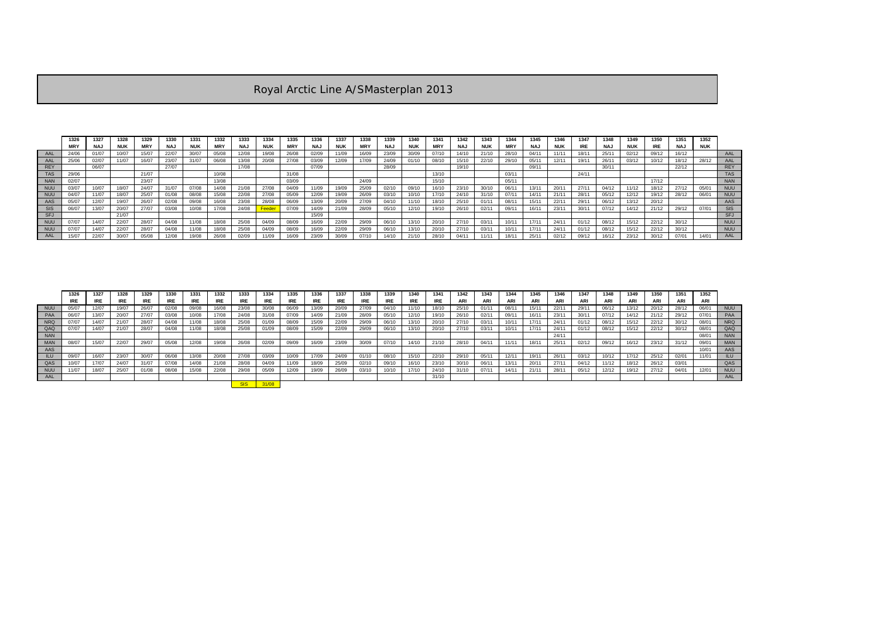# Royal Arctic Line A/SMasterplan 2013

| | 1326 | 1327 | 1328 | 1329 | 1330 | 1331 | 1332 | 1333 | 1334 | 1335 | 1336 | 1337 | 1338 | 1339 | 1340 | 1341 | 1342 | 1343 | 1344 | 1345 | 1346 | 1347 | 1348 | 1349 | 1350 | 1351 | 1352 | |
|---|---|---|---|---|---|---|---|---|---|---|---|---|---|---|---|---|---|---|---|---|---|---|---|---|---|---|---|---|
| | MRY | NAJ | NUK | MRY | NAJ | NUK | MRY | NAJ | NUK | MRY | NAJ | NUK | MRY | NAJ | NUK | MRY | NAJ | NUK | MRY | NAJ | NUK | IRE | NAJ | NUK | IRE | NAJ | NUK | |
| AAL | 24/06 | 01/07 | 10/07 | 15/07 | 22/07 | 30/07 | 05/08 | 12/08 | 19/08 | 26/08 | 02/09 | 11/09 | 16/09 | 23/09 | 30/09 | 07/10 | 14/10 | 21/10 | 28/10 | 04/11 | 11/11 | 18/11 | 25/11 | 02/12 | 09/12 | 16/12 | | AAL |
| AAL | 25/06 | 02/07 | 11/07 | 16/07 | 23/07 | 31/07 | 06/08 | 13/08 | 20/08 | 27/08 | 03/09 | 12/09 | 17/09 | 24/09 | 01/10 | 08/10 | 15/10 | 22/10 | 29/10 | 05/11 | 12/11 | 19/11 | 26/11 | 03/12 | 10/12 | 18/12 | 28/12 | AAL |
| REY | | 06/07 | | | 27/07 | | | 17/08 | | | 07/09 | | | 28/09 | | | 19/10 | | | 09/11 | | | 30/11 | | | 22/12 | | REY |
| TAS | 29/06 | | | 21/07 | | | 10/08 | | | 31/08 | | | 24/09 | | | 13/10 | | | 03/11 | | | 24/11 | | | | | | TAS |
| NAN | 02/07 | | | 23/07 | | | 13/08 | | | 03/09 | | | 24/09 | | | 15/10 | | | 05/11 | | | | | | 17/12 | | | NAN |
| NUU | 03/07 | 10/07 | 18/07 | 24/07 | 31/07 | 07/08 | 14/08 | 21/08 | 27/08 | 04/09 | 11/09 | 19/09 | 25/09 | 02/10 | 09/10 | 16/10 | 23/10 | 30/10 | 06/11 | 13/11 | 20/11 | 27/11 | 04/12 | 11/12 | 18/12 | 27/12 | 05/01 | NUU |
| NUU | 04/07 | 11/07 | 18/07 | 25/07 | 01/08 | 08/08 | 15/08 | 22/08 | 27/08 | 05/09 | 12/09 | 19/09 | 26/09 | 03/10 | 10/10 | 17/10 | 24/10 | 31/10 | 07/11 | 14/11 | 21/11 | 28/11 | 05/12 | 12/12 | 19/12 | 28/12 | 06/01 | NUU |
| AAS | 05/07 | 12/07 | 19/07 | 26/07 | 02/08 | 09/08 | 16/08 | 23/08 | 28/08 | 06/09 | 13/09 | 20/09 | 27/09 | 04/10 | 11/10 | 18/10 | 25/10 | 01/11 | 08/11 | 15/11 | 22/11 | 29/11 | 06/12 | 13/12 | 20/12 | | | AAS |
| SIS | 06/07 | 13/07 | 20/07 | 27/07 | 03/08 | 10/08 | 17/08 | 24/08 | Feeder | 07/09 | 14/09 | 21/09 | 28/09 | 05/10 | 12/10 | 19/10 | 26/10 | 02/11 | 09/11 | 16/11 | 23/11 | 30/11 | 07/12 | 14/12 | 21/12 | 29/12 | 07/01 | SIS |
| SFJ | | | 21/07 | | | | | | | | 15/09 | | | | | | | | | | | | | | | | | SFJ |
| NUU | 07/07 | 14/07 | 22/07 | 28/07 | 04/08 | 11/08 | 18/08 | 25/08 | 04/09 | 08/09 | 16/09 | 22/09 | 29/09 | 06/10 | 13/10 | 20/10 | 27/10 | 03/11 | 10/11 | 17/11 | 24/11 | 01/12 | 08/12 | 15/12 | 22/12 | 30/12 | | NUU |
| NUU | 07/07 | 14/07 | 22/07 | 28/07 | 04/08 | 11/08 | 18/08 | 25/08 | 04/09 | 08/09 | 16/09 | 22/09 | 29/09 | 06/10 | 13/10 | 20/10 | 27/10 | 03/11 | 10/11 | 17/11 | 24/11 | 01/12 | 08/12 | 15/12 | 22/12 | 30/12 | | NUU |
| AAL | 15/07 | 22/07 | 30/07 | 05/08 | 12/08 | 19/08 | 26/08 | 02/09 | 11/09 | 16/09 | 23/09 | 30/09 | 07/10 | 14/10 | 21/10 | 28/10 | 04/11 | 11/11 | 18/11 | 25/11 | 02/12 | 09/12 | 16/12 | 23/12 | 30/12 | 07/01 | 14/01 | AAL |

| | 1326 | 1327 | 1328 | 1329 | 1330 | 1331 | 1332 | 1333 | 1334 | 1335 | 1336 | 1337 | 1338 | 1339 | 1340 | 1341 | 1342 | 1343 | 1344 | 1345 | 1346 | 1347 | 1348 | 1349 | 1350 | 1351 | 1352 | |
|---|---|---|---|---|---|---|---|---|---|---|---|---|---|---|---|---|---|---|---|---|---|---|---|---|---|---|---|---|
| | IRE | IRE | IRE | IRE | IRE | IRE | IRE | IRE | IRE | IRE | IRE | IRE | IRE | IRE | IRE | IRE | ARI | ARI | ARI | ARI | ARI | ARI | ARI | ARI | ARI | ARI | ARI | |
| NUU | 05/07 | 12/07 | 19/07 | 26/07 | 02/08 | 09/08 | 16/08 | 23/08 | 30/08 | 06/09 | 13/09 | 20/09 | 27/09 | 04/10 | 11/10 | 18/10 | 25/10 | 01/11 | 08/11 | 15/11 | 22/11 | 29/11 | 06/12 | 13/12 | 20/12 | 28/12 | 06/01 | NUU |
| PAA | 06/07 | 13/07 | 20/07 | 27/07 | 03/08 | 10/08 | 17/08 | 24/08 | 31/08 | 07/09 | 14/09 | 21/09 | 28/09 | 05/10 | 12/10 | 19/10 | 26/10 | 02/11 | 09/11 | 16/11 | 23/11 | 30/11 | 07/12 | 14/12 | 21/12 | 29/12 | 07/01 | PAA |
| NRQ | 07/07 | 14/07 | 21/07 | 28/07 | 04/08 | 11/08 | 18/08 | 25/08 | 01/09 | 08/09 | 15/09 | 22/09 | 29/09 | 06/10 | 13/10 | 20/10 | 27/10 | 03/11 | 10/11 | 17/11 | 24/11 | 01/12 | 08/12 | 15/12 | 22/12 | 30/12 | 08/01 | NRQ |
| QAQ | 07/07 | 14/07 | 21/07 | 28/07 | 04/08 | 11/08 | 18/08 | 25/08 | 01/09 | 08/09 | 15/09 | 22/09 | 29/09 | 06/10 | 13/10 | 20/10 | 27/10 | 03/11 | 10/11 | 17/11 | 24/11 | 01/12 | 08/12 | 15/12 | 22/12 | 30/12 | 08/01 | QAQ |
| NAN | | | | | | | | | | | | | | | | | | | | | 24/11 | | | | | | 08/01 | NAN |
| MAN | 08/07 | 15/07 | 22/07 | 29/07 | 05/08 | 12/08 | 19/08 | 26/08 | 02/09 | 09/09 | 16/09 | 23/09 | 30/09 | 07/10 | 14/10 | 21/10 | 28/10 | 04/11 | 11/11 | 18/11 | 25/11 | 02/12 | 09/12 | 16/12 | 23/12 | 31/12 | 09/01 | MAN |
| AAS | | | | | | | | | | | | | | | | | | | | | | | | | | | 10/01 | AAS |
| ILU | 09/07 | 16/07 | 23/07 | 30/07 | 06/08 | 13/08 | 20/08 | 27/08 | 03/09 | 10/09 | 17/09 | 24/09 | 01/10 | 08/10 | 15/10 | 22/10 | 29/10 | 05/11 | 12/11 | 19/11 | 26/11 | 03/12 | 10/12 | 17/12 | 25/12 | 02/01 | 11/01 | ILU |
| QAS | 10/07 | 17/07 | 24/07 | 31/07 | 07/08 | 14/08 | 21/08 | 28/08 | 04/09 | 11/09 | 18/09 | 25/09 | 02/10 | 09/10 | 16/10 | 23/10 | 30/10 | 06/11 | 13/11 | 20/11 | 27/11 | 04/12 | 11/12 | 18/12 | 26/12 | 03/01 | | QAS |
| NUU | 11/07 | 18/07 | 25/07 | 01/08 | 08/08 | 15/08 | 22/08 | 29/08 | 05/09 | 12/09 | 19/09 | 26/09 | 03/10 | 10/10 | 17/10 | 24/10 | 31/10 | 07/11 | 14/11 | 21/11 | 28/11 | 05/12 | 12/12 | 19/12 | 27/12 | 04/01 | 12/01 | NUU |
| AAL | | | | | | | | | | | | | | | | 31/10 | | | | | | | | | | | | AAL |
| | | | | | | | | SIS | 31/08 | | | | | | | | | | | | | | | | | | | |